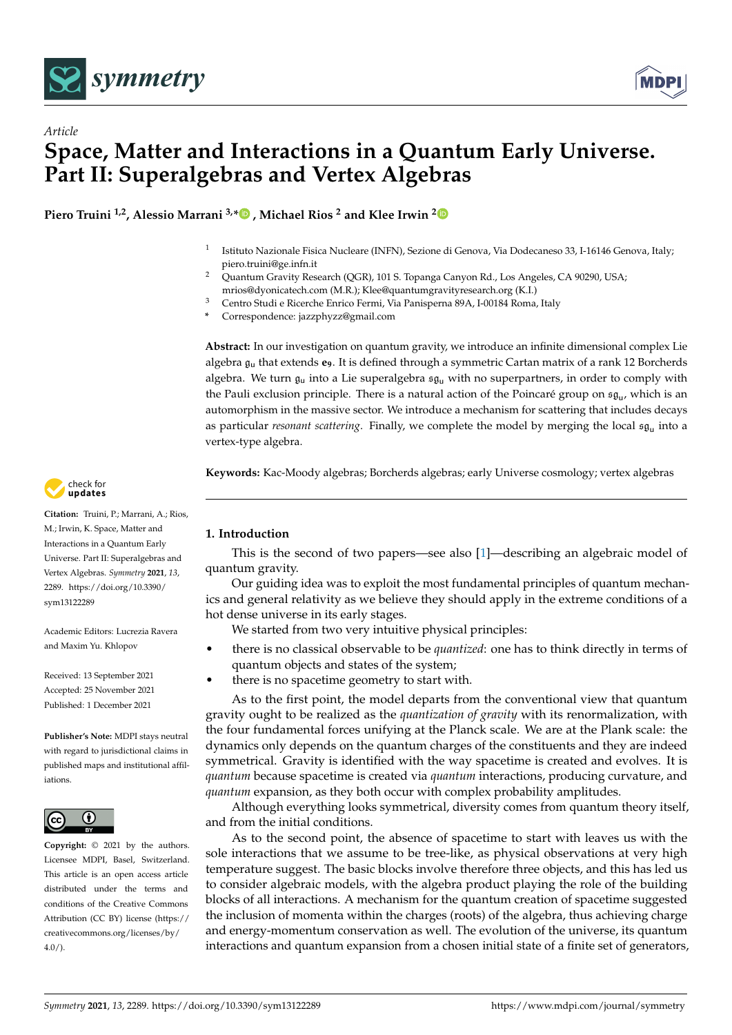*Article*

# Space, Matter and Interactions in a Quantum Early Universe. Part II: Superalgebras and Vertex Algebras

**Piero Truini [1,2], Alessio Marrani [3,*], Michael Rios [2] and Klee Irwin [2]**

[1] Istituto Nazionale Fisica Nucleare (INFN), Sezione di Genova, Via Dodecaneso 33, I-16146 Genova, Italy; piero.truini@ge.infn.it

[2] Quantum Gravity Research (QGR), 101 S. Topanga Canyon Rd., Los Angeles, CA 90290, USA; mrios@dyonicatech.com (M.R.); Klee@quantumgravityresearch.org (K.I.)

[3] Centro Studi e Ricerche Enrico Fermi, Via Panisperna 89A, I-00184 Roma, Italy

\* Correspondence: jazzphyzz@gmail.com

**Abstract:** In our investigation on quantum gravity, we introduce an infinite dimensional complex Lie algebra $\mathfrak{g}_u$ that extends $\mathbf{e}_9$. It is defined through a symmetric Cartan matrix of a rank 12 Borcherds algebra. We turn $\mathfrak{g}_u$ into a Lie superalgebra $s\mathfrak{g}_u$ with no superpartners, in order to comply with the Pauli exclusion principle. There is a natural action of the Poincaré group on $s\mathfrak{g}_u$, which is an automorphism in the massive sector. We introduce a mechanism for scattering that includes decays as particular *resonant scattering*. Finally, we complete the model by merging the local $s\mathfrak{g}_u$ into a vertex-type algebra.

**Keywords:** Kac-Moody algebras; Borcherds algebras; early Universe cosmology; vertex algebras

**Citation:** Truini, P.; Marrani, A.; Rios, M.; Irwin, K. Space, Matter and Interactions in a Quantum Early Universe. Part II: Superalgebras and Vertex Algebras. *Symmetry* **2021**, *13*, 2289. https://doi.org/10.3390/sym13122289

Academic Editors: Lucrezia Ravera and Maxim Yu. Khlopov

Received: 13 September 2021
Accepted: 25 November 2021
Published: 1 December 2021

**Publisher's Note:** MDPI stays neutral with regard to jurisdictional claims in published maps and institutional affiliations.

**Copyright:** © 2021 by the authors. Licensee MDPI, Basel, Switzerland. This article is an open access article distributed under the terms and conditions of the Creative Commons Attribution (CC BY) license (https://creativecommons.org/licenses/by/4.0/).

## 1. Introduction

This is the second of two papers—see also [1]—describing an algebraic model of quantum gravity.

Our guiding idea was to exploit the most fundamental principles of quantum mechanics and general relativity as we believe they should apply in the extreme conditions of a hot dense universe in its early stages.

We started from two very intuitive physical principles:

- there is no classical observable to be *quantized*: one has to think directly in terms of quantum objects and states of the system;
- there is no spacetime geometry to start with.

As to the first point, the model departs from the conventional view that quantum gravity ought to be realized as the *quantization of gravity* with its renormalization, with the four fundamental forces unifying at the Planck scale. We are at the Plank scale: the dynamics only depends on the quantum charges of the constituents and they are indeed symmetrical. Gravity is identified with the way spacetime is created and evolves. It is *quantum* because spacetime is created via *quantum* interactions, producing curvature, and *quantum* expansion, as they both occur with complex probability amplitudes.

Although everything looks symmetrical, diversity comes from quantum theory itself, and from the initial conditions.

As to the second point, the absence of spacetime to start with leaves us with the sole interactions that we assume to be tree-like, as physical observations at very high temperature suggest. The basic blocks involve therefore three objects, and this has led us to consider algebraic models, with the algebra product playing the role of the building blocks of all interactions. A mechanism for the quantum creation of spacetime suggested the inclusion of momenta within the charges (roots) of the algebra, thus achieving charge and energy-momentum conservation as well. The evolution of the universe, its quantum interactions and quantum expansion from a chosen initial state of a finite set of generators,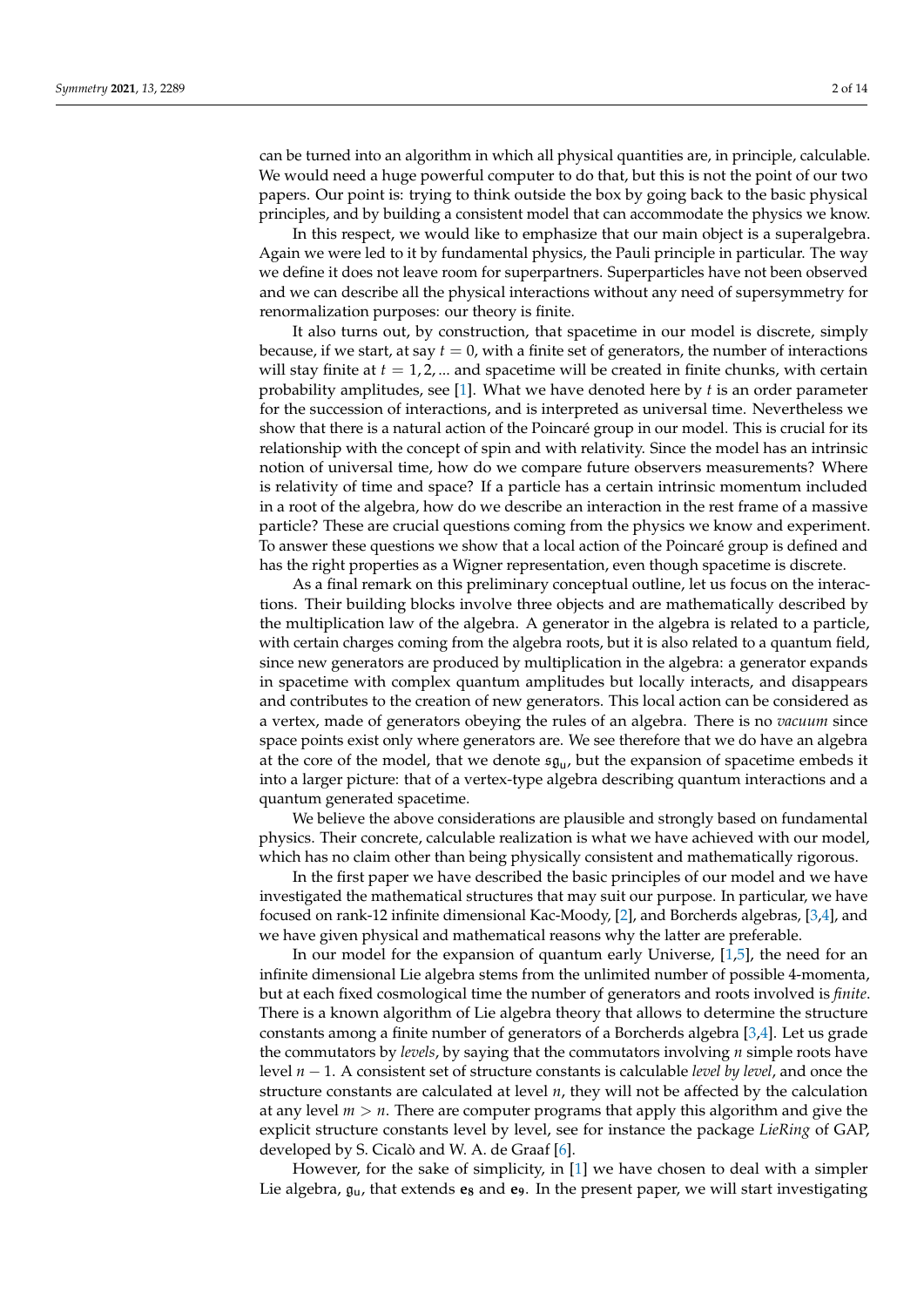can be turned into an algorithm in which all physical quantities are, in principle, calculable. We would need a huge powerful computer to do that, but this is not the point of our two papers. Our point is: trying to think outside the box by going back to the basic physical principles, and by building a consistent model that can accommodate the physics we know.

In this respect, we would like to emphasize that our main object is a superalgebra. Again we were led to it by fundamental physics, the Pauli principle in particular. The way we define it does not leave room for superpartners. Superparticles have not been observed and we can describe all the physical interactions without any need of supersymmetry for renormalization purposes: our theory is finite.

It also turns out, by construction, that spacetime in our model is discrete, simply because, if we start, at say $t = 0$, with a finite set of generators, the number of interactions will stay finite at $t = 1, 2, \ldots$ and spacetime will be created in finite chunks, with certain probability amplitudes, see [1]. What we have denoted here by $t$ is an order parameter for the succession of interactions, and is interpreted as universal time. Nevertheless we show that there is a natural action of the Poincaré group in our model. This is crucial for its relationship with the concept of spin and with relativity. Since the model has an intrinsic notion of universal time, how do we compare future observers measurements? Where is relativity of time and space? If a particle has a certain intrinsic momentum included in a root of the algebra, how do we describe an interaction in the rest frame of a massive particle? These are crucial questions coming from the physics we know and experiment. To answer these questions we show that a local action of the Poincaré group is defined and has the right properties as a Wigner representation, even though spacetime is discrete.

As a final remark on this preliminary conceptual outline, let us focus on the interactions. Their building blocks involve three objects and are mathematically described by the multiplication law of the algebra. A generator in the algebra is related to a particle, with certain charges coming from the algebra roots, but it is also related to a quantum field, since new generators are produced by multiplication in the algebra: a generator expands in spacetime with complex quantum amplitudes but locally interacts, and disappears and contributes to the creation of new generators. This local action can be considered as a vertex, made of generators obeying the rules of an algebra. There is no *vacuum* since space points exist only where generators are. We see therefore that we do have an algebra at the core of the model, that we denote $\mathfrak{sg}_{\mathfrak{u}}$, but the expansion of spacetime embeds it into a larger picture: that of a vertex-type algebra describing quantum interactions and a quantum generated spacetime.

We believe the above considerations are plausible and strongly based on fundamental physics. Their concrete, calculable realization is what we have achieved with our model, which has no claim other than being physically consistent and mathematically rigorous.

In the first paper we have described the basic principles of our model and we have investigated the mathematical structures that may suit our purpose. In particular, we have focused on rank-12 infinite dimensional Kac-Moody, [2], and Borcherds algebras, [3,4], and we have given physical and mathematical reasons why the latter are preferable.

In our model for the expansion of quantum early Universe, [1,5], the need for an infinite dimensional Lie algebra stems from the unlimited number of possible 4-momenta, but at each fixed cosmological time the number of generators and roots involved is *finite*. There is a known algorithm of Lie algebra theory that allows to determine the structure constants among a finite number of generators of a Borcherds algebra [3,4]. Let us grade the commutators by *levels*, by saying that the commutators involving $n$ simple roots have level $n - 1$. A consistent set of structure constants is calculable *level by level*, and once the structure constants are calculated at level $n$, they will not be affected by the calculation at any level $m > n$. There are computer programs that apply this algorithm and give the explicit structure constants level by level, see for instance the package *LieRing* of GAP, developed by S. Cicalò and W. A. de Graaf [6].

However, for the sake of simplicity, in [1] we have chosen to deal with a simpler Lie algebra, $\mathfrak{g}_{\mathfrak{u}}$, that extends $\mathbf{e_8}$ and $\mathbf{e_9}$. In the present paper, we will start investigating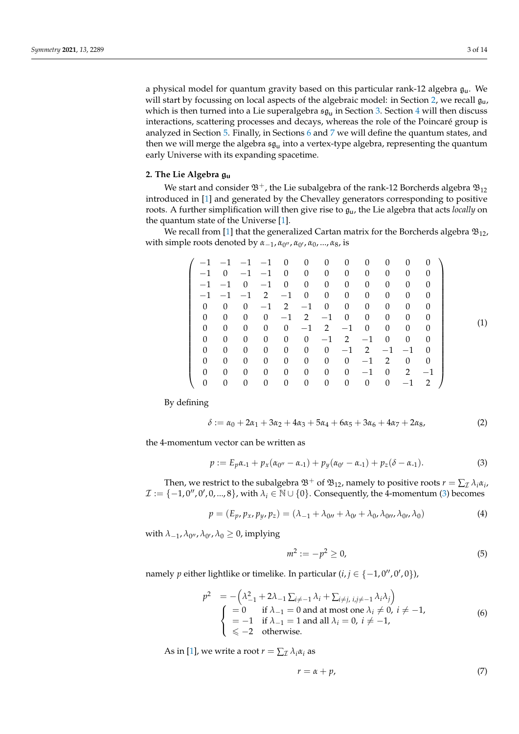a physical model for quantum gravity based on this particular rank-12 algebra $\mathfrak{g}_\mathfrak{u}$. We will start by focussing on local aspects of the algebraic model: in Section 2, we recall $\mathfrak{g}_\mathfrak{u}$, which is then turned into a Lie superalgebra $\mathfrak{sg}_\mathfrak{u}$ in Section 3. Section 4 will then discuss interactions, scattering processes and decays, whereas the role of the Poincaré group is analyzed in Section 5. Finally, in Sections 6 and 7 we will define the quantum states, and then we will merge the algebra $\mathfrak{sg}_\mathfrak{u}$ into a vertex-type algebra, representing the quantum early Universe with its expanding spacetime.

## 2. The Lie Algebra $\mathfrak{g}_\mathfrak{u}$

We start and consider $\mathfrak{B}^+$, the Lie subalgebra of the rank-12 Borcherds algebra $\mathfrak{B}_{12}$ introduced in [1] and generated by the Chevalley generators corresponding to positive roots. A further simplification will then give rise to $\mathfrak{g}_\mathfrak{u}$, the Lie algebra that acts *locally* on the quantum state of the Universe [1].

We recall from [1] that the generalized Cartan matrix for the Borcherds algebra $\mathfrak{B}_{12}$, with simple roots denoted by $\alpha_{-1}, \alpha_{0''}, \alpha_{0'}, \alpha_0, ..., \alpha_8$, is

$$
\begin{pmatrix}
-1 & -1 & -1 & -1 & 0 & 0 & 0 & 0 & 0 & 0 & 0 & 0 \\
-1 & 0 & -1 & -1 & 0 & 0 & 0 & 0 & 0 & 0 & 0 & 0 \\
-1 & -1 & 0 & -1 & 0 & 0 & 0 & 0 & 0 & 0 & 0 & 0 \\
-1 & -1 & -1 & 2 & -1 & 0 & 0 & 0 & 0 & 0 & 0 & 0 \\
0 & 0 & 0 & -1 & 2 & -1 & 0 & 0 & 0 & 0 & 0 & 0 \\
0 & 0 & 0 & 0 & -1 & 2 & -1 & 0 & 0 & 0 & 0 & 0 \\
0 & 0 & 0 & 0 & 0 & -1 & 2 & -1 & 0 & 0 & 0 & 0 \\
0 & 0 & 0 & 0 & 0 & 0 & -1 & 2 & -1 & 0 & 0 & 0 \\
0 & 0 & 0 & 0 & 0 & 0 & 0 & -1 & 2 & -1 & -1 & 0 \\
0 & 0 & 0 & 0 & 0 & 0 & 0 & 0 & -1 & 2 & 0 & 0 \\
0 & 0 & 0 & 0 & 0 & 0 & 0 & 0 & -1 & 0 & 2 & -1 \\
0 & 0 & 0 & 0 & 0 & 0 & 0 & 0 & 0 & 0 & -1 & 2
\end{pmatrix} \tag{1}
$$

By defining

$$
\delta := \alpha_0 + 2\alpha_1 + 3\alpha_2 + 4\alpha_3 + 5\alpha_4 + 6\alpha_5 + 3\alpha_6 + 4\alpha_7 + 2\alpha_8, \tag{2}
$$

the 4-momentum vector can be written as

$$
p := E_p \alpha_{\text{-}1} + p_x(\alpha_{0''} - \alpha_{\text{-}1}) + p_y(\alpha_{0'} - \alpha_{\text{-}1}) + p_z(\delta - \alpha_{\text{-}1}). \tag{3}
$$

Then, we restrict to the subalgebra $\mathfrak{B}^+$ of $\mathfrak{B}_{12}$, namely to positive roots $r = \sum_{\mathcal{I}} \lambda_i \alpha_i$, $\mathcal{I} := \{-1, 0'', 0', 0, ..., 8\}$, with $\lambda_i \in \mathbb{N} \cup \{0\}$. Consequently, the 4-momentum (3) becomes

$$
p = (E_p, p_x, p_y, p_z) = (\lambda_{-1} + \lambda_{0''} + \lambda_{0'} + \lambda_0, \lambda_{0''}, \lambda_{0'}, \lambda_0) \tag{4}
$$

with $\lambda_{-1}, \lambda_{0''}, \lambda_{0'}, \lambda_0 \geq 0$, implying

$$
m^2 := -p^2 \geq 0, \tag{5}
$$

namely $p$ either lightlike or timelike. In particular ($i, j \in \{-1, 0'', 0', 0\}$),

$$
\begin{aligned}
p^2 &= -\left(\lambda_{-1}^2 + 2\lambda_{-1} \textstyle\sum_{i \neq -1} \lambda_i + \sum_{i \neq j,\, i,j \neq -1} \lambda_i \lambda_j\right) \\
&\begin{cases}
= 0 & \text{if } \lambda_{-1} = 0 \text{ and at most one } \lambda_i \neq 0,\ i \neq -1, \\
= -1 & \text{if } \lambda_{-1} = 1 \text{ and all } \lambda_i = 0,\ i \neq -1, \\
\leqslant -2 & \text{otherwise.}
\end{cases}
\end{aligned} \tag{6}
$$

As in [1], we write a root $r = \sum_{\mathcal{I}} \lambda_i \alpha_i$ as

$$
r = \alpha + p, \tag{7}
$$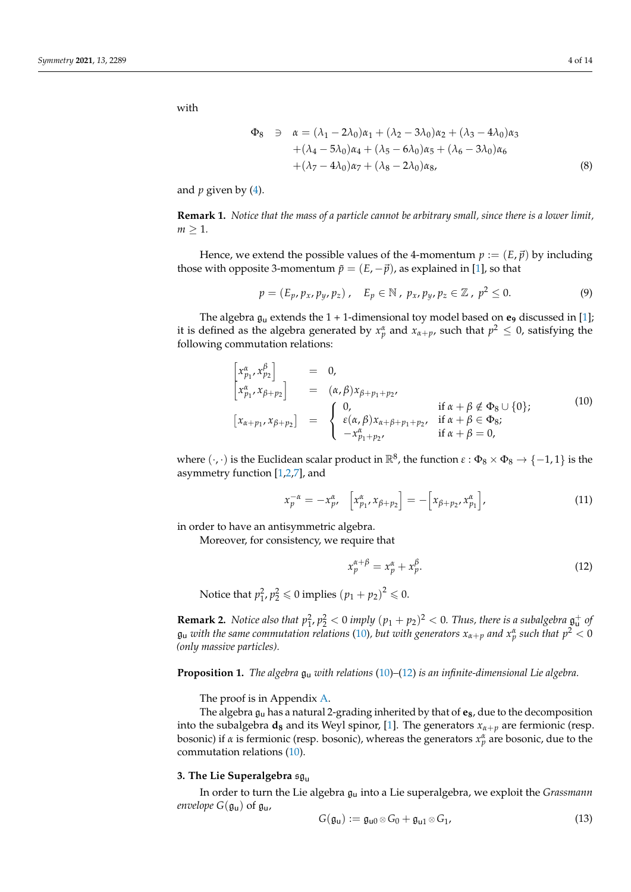with

$$
\begin{aligned}
\Phi_8 \;\ni\; \alpha &= (\lambda_1 - 2\lambda_0)\alpha_1 + (\lambda_2 - 3\lambda_0)\alpha_2 + (\lambda_3 - 4\lambda_0)\alpha_3 \\
&+ (\lambda_4 - 5\lambda_0)\alpha_4 + (\lambda_5 - 6\lambda_0)\alpha_5 + (\lambda_6 - 3\lambda_0)\alpha_6 \\
&+ (\lambda_7 - 4\lambda_0)\alpha_7 + (\lambda_8 - 2\lambda_0)\alpha_8,
\end{aligned} \tag{8}
$$

and $p$ given by (4).

**Remark 1.** *Notice that the mass of a particle cannot be arbitrary small, since there is a lower limit, $m \geq 1$.*

Hence, we extend the possible values of the 4-momentum $p := (E, \vec{p})$ by including those with opposite 3-momentum $\tilde{p} = (E, -\vec{p})$, as explained in [1], so that

$$
p = (E_p, p_x, p_y, p_z)\,, \quad E_p \in \mathbb{N}\,,\; p_x, p_y, p_z \in \mathbb{Z}\,,\; p^2 \leq 0. \tag{9}
$$

The algebra $\mathfrak{g}_{\mathsf{u}}$ extends the 1 + 1-dimensional toy model based on $\mathbf{e_9}$ discussed in [1]; it is defined as the algebra generated by $x_p^\alpha$ and $x_{\alpha+p}$, such that $p^2 \leq 0$, satisfying the following commutation relations:

$$
\begin{aligned}
\left[x_{p_1}^\alpha, x_{p_2}^\beta\right] &= 0, \\
\left[x_{p_1}^\alpha, x_{\beta+p_2}\right] &= (\alpha, \beta)x_{\beta+p_1+p_2}, \\
\left[x_{\alpha+p_1}, x_{\beta+p_2}\right] &= \begin{cases} 0, & \text{if } \alpha+\beta \notin \Phi_8 \cup \{0\}; \\ \varepsilon(\alpha,\beta)x_{\alpha+\beta+p_1+p_2}, & \text{if } \alpha+\beta \in \Phi_8; \\ -x_{p_1+p_2}^\alpha, & \text{if } \alpha+\beta = 0, \end{cases}
\end{aligned} \tag{10}
$$

where $(\cdot,\cdot)$ is the Euclidean scalar product in $\mathbb{R}^8$, the function $\varepsilon : \Phi_8 \times \Phi_8 \to \{-1, 1\}$ is the asymmetry function [1,2,7], and

$$
x_p^{-\alpha} = -x_p^\alpha, \quad \left[x_{p_1}^\alpha, x_{\beta+p_2}\right] = -\left[x_{\beta+p_2}, x_{p_1}^\alpha\right], \tag{11}
$$

in order to have an antisymmetric algebra.

Moreover, for consistency, we require that

$$
x_p^{\alpha+\beta} = x_p^\alpha + x_p^\beta. \tag{12}
$$

Notice that $p_1^2, p_2^2 \leqslant 0$ implies $(p_1+p_2)^2 \leqslant 0$.

**Remark 2.** *Notice also that $p_1^2, p_2^2 < 0$ imply $(p_1+p_2)^2 < 0$. Thus, there is a subalgebra $\mathfrak{g}_{\mathsf{u}}^+$ of $\mathfrak{g}_{\mathsf{u}}$ with the same commutation relations (10), but with generators $x_{\alpha+p}$ and $x_p^\alpha$ such that $p^2 < 0$ (only massive particles).*

**Proposition 1.** *The algebra $\mathfrak{g}_{\mathsf{u}}$ with relations (10)–(12) is an infinite-dimensional Lie algebra.*

The proof is in Appendix A.

The algebra $\mathfrak{g}_{\mathsf{u}}$ has a natural 2-grading inherited by that of $\mathbf{e_8}$, due to the decomposition into the subalgebra $\mathbf{d_8}$ and its Weyl spinor, [1]. The generators $x_{\alpha+p}$ are fermionic (resp. bosonic) if $\alpha$ is fermionic (resp. bosonic), whereas the generators $x_p^\alpha$ are bosonic, due to the commutation relations (10).

## 3. The Lie Superalgebra $\mathfrak{sg}_{\mathsf{u}}$

In order to turn the Lie algebra $\mathfrak{g}_{\mathsf{u}}$ into a Lie superalgebra, we exploit the *Grassmann envelope* $G(\mathfrak{g}_{\mathsf{u}})$ of $\mathfrak{g}_{\mathsf{u}}$,

$$
G(\mathfrak{g}_{\mathsf{u}}) := \mathfrak{g}_{\mathsf{u}0} \otimes G_0 + \mathfrak{g}_{\mathsf{u}1} \otimes G_1, \tag{13}
$$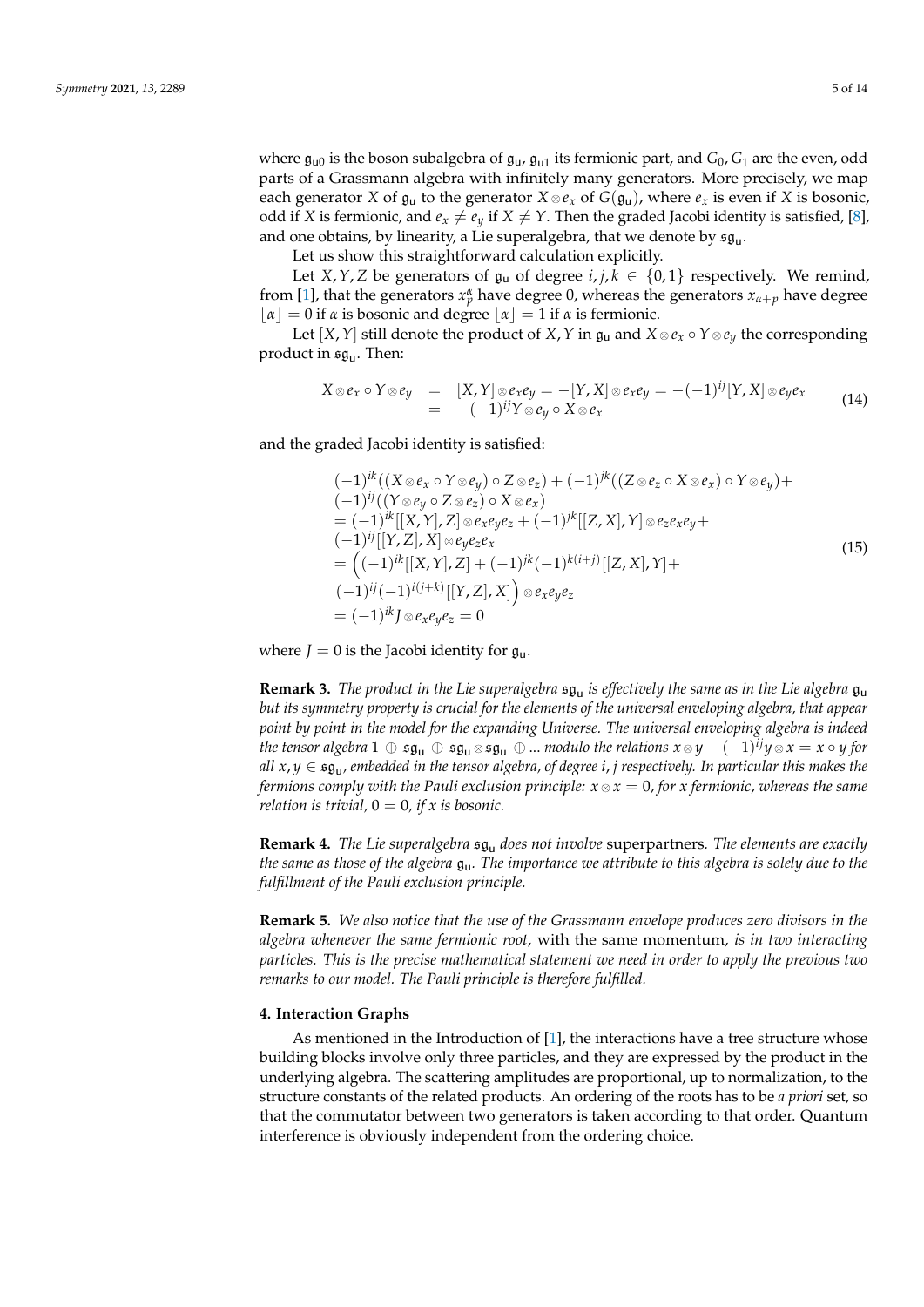where $\mathfrak{g}_{u0}$ is the boson subalgebra of $\mathfrak{g}_u$, $\mathfrak{g}_{u1}$ its fermionic part, and $G_0, G_1$ are the even, odd parts of a Grassmann algebra with infinitely many generators. More precisely, we map each generator $X$ of $\mathfrak{g}_u$ to the generator $X \otimes e_x$ of $G(\mathfrak{g}_u)$, where $e_x$ is even if $X$ is bosonic, odd if $X$ is fermionic, and $e_x \neq e_y$ if $X \neq Y$. Then the graded Jacobi identity is satisfied, [8], and one obtains, by linearity, a Lie superalgebra, that we denote by $\mathfrak{sg}_u$.

Let us show this straightforward calculation explicitly.

Let $X, Y, Z$ be generators of $\mathfrak{g}_u$ of degree $i, j, k \in \{0, 1\}$ respectively. We remind, from [1], that the generators $x_p^\alpha$ have degree 0, whereas the generators $x_{\alpha+p}$ have degree $\lfloor \alpha \rfloor = 0$ if $\alpha$ is bosonic and degree $\lfloor \alpha \rfloor = 1$ if $\alpha$ is fermionic.

Let $[X, Y]$ still denote the product of $X, Y$ in $\mathfrak{g}_u$ and $X \otimes e_x \circ Y \otimes e_y$ the corresponding product in $\mathfrak{sg}_u$. Then:

$$
\begin{aligned}
X \otimes e_x \circ Y \otimes e_y &= [X, Y] \otimes e_x e_y = -[Y, X] \otimes e_x e_y = -(-1)^{ij} [Y, X] \otimes e_y e_x \\
&= -(-1)^{ij} Y \otimes e_y \circ X \otimes e_x
\end{aligned}
\tag{14}
$$

and the graded Jacobi identity is satisfied:

$$
\begin{aligned}
&(-1)^{ik}((X \otimes e_x \circ Y \otimes e_y) \circ Z \otimes e_z) + (-1)^{jk}((Z \otimes e_z \circ X \otimes e_x) \circ Y \otimes e_y) + \\
&(-1)^{ij}((Y \otimes e_y \circ Z \otimes e_z) \circ X \otimes e_x) \\
&= (-1)^{ik}[[X, Y], Z] \otimes e_x e_y e_z + (-1)^{jk}[[Z, X], Y] \otimes e_z e_x e_y + \\
&(-1)^{ij}[[Y, Z], X] \otimes e_y e_z e_x \\
&= \Big( (-1)^{ik}[[X, Y], Z] + (-1)^{jk}(-1)^{k(i+j)}[[Z, X], Y] + \\
&(-1)^{ij}(-1)^{i(j+k)}[[Y, Z], X] \Big) \otimes e_x e_y e_z \\
&= (-1)^{ik} J \otimes e_x e_y e_z = 0
\end{aligned}
\tag{15}
$$

where $J = 0$ is the Jacobi identity for $\mathfrak{g}_u$.

**Remark 3.** *The product in the Lie superalgebra $\mathfrak{sg}_u$ is effectively the same as in the Lie algebra $\mathfrak{g}_u$ but its symmetry property is crucial for the elements of the universal enveloping algebra, that appear point by point in the model for the expanding Universe. The universal enveloping algebra is indeed the tensor algebra $1 \oplus \mathfrak{sg}_u \oplus \mathfrak{sg}_u \otimes \mathfrak{sg}_u \oplus \ldots$ modulo the relations $x \otimes y - (-1)^{ij} y \otimes x = x \circ y$ for all $x, y \in \mathfrak{sg}_u$, embedded in the tensor algebra, of degree $i, j$ respectively. In particular this makes the fermions comply with the Pauli exclusion principle: $x \otimes x = 0$, for $x$ fermionic, whereas the same relation is trivial, $0 = 0$, if $x$ is bosonic.*

**Remark 4.** *The Lie superalgebra $\mathfrak{sg}_u$ does not involve* superpartners*. The elements are exactly the same as those of the algebra $\mathfrak{g}_u$. The importance we attribute to this algebra is solely due to the fulfillment of the Pauli exclusion principle.*

**Remark 5.** *We also notice that the use of the Grassmann envelope produces zero divisors in the algebra whenever the same fermionic root,* with the same momentum*, is in two interacting particles. This is the precise mathematical statement we need in order to apply the previous two remarks to our model. The Pauli principle is therefore fulfilled.*

## 4. Interaction Graphs

As mentioned in the Introduction of [1], the interactions have a tree structure whose building blocks involve only three particles, and they are expressed by the product in the underlying algebra. The scattering amplitudes are proportional, up to normalization, to the structure constants of the related products. An ordering of the roots has to be *a priori* set, so that the commutator between two generators is taken according to that order. Quantum interference is obviously independent from the ordering choice.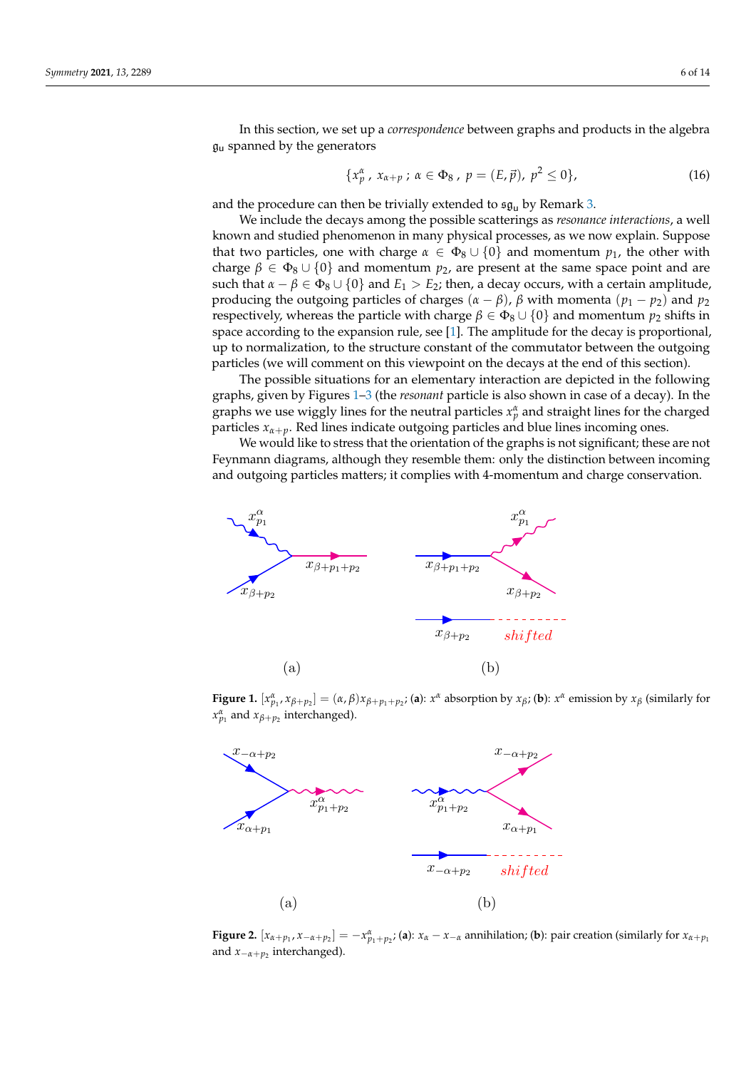In this section, we set up a *correspondence* between graphs and products in the algebra $\mathfrak{g}_{\mathfrak{u}}$ spanned by the generators

$$\{x_p^\alpha\ ,\ x_{\alpha+p}\ ;\ \alpha \in \Phi_8\ ,\ p = (E, \vec{p}),\ p^2 \le 0\}, \tag{16}$$

and the procedure can then be trivially extended to $\mathfrak{sg}_{\mathfrak{u}}$ by Remark 3.

We include the decays among the possible scatterings as *resonance interactions*, a well known and studied phenomenon in many physical processes, as we now explain. Suppose that two particles, one with charge $\alpha \in \Phi_8 \cup \{0\}$ and momentum $p_1$, the other with charge $\beta \in \Phi_8 \cup \{0\}$ and momentum $p_2$, are present at the same space point and are such that $\alpha - \beta \in \Phi_8 \cup \{0\}$ and $E_1 > E_2$; then, a decay occurs, with a certain amplitude, producing the outgoing particles of charges $(\alpha - \beta)$, $\beta$ with momenta $(p_1 - p_2)$ and $p_2$ respectively, whereas the particle with charge $\beta \in \Phi_8 \cup \{0\}$ and momentum $p_2$ shifts in space according to the expansion rule, see [1]. The amplitude for the decay is proportional, up to normalization, to the structure constant of the commutator between the outgoing particles (we will comment on this viewpoint on the decays at the end of this section).

The possible situations for an elementary interaction are depicted in the following graphs, given by Figures 1–3 (the *resonant* particle is also shown in case of a decay). In the graphs we use wiggly lines for the neutral particles $x_p^\alpha$ and straight lines for the charged particles $x_{\alpha+p}$. Red lines indicate outgoing particles and blue lines incoming ones.

We would like to stress that the orientation of the graphs is not significant; these are not Feynmann diagrams, although they resemble them: only the distinction between incoming and outgoing particles matters; it complies with 4-momentum and charge conservation.

**Figure 1.** $[x_{p_1}^\alpha, x_{\beta+p_2}] = (\alpha, \beta) x_{\beta+p_1+p_2}$; (**a**): $x^\alpha$ absorption by $x_\beta$; (**b**): $x^\alpha$ emission by $x_\beta$ (similarly for $x_{p_1}^\alpha$ and $x_{\beta+p_2}$ interchanged).

**Figure 2.** $[x_{\alpha+p_1}, x_{-\alpha+p_2}] = -x_{p_1+p_2}^\alpha$; (**a**): $x_\alpha - x_{-\alpha}$ annihilation; (**b**): pair creation (similarly for $x_{\alpha+p_1}$ and $x_{-\alpha+p_2}$ interchanged).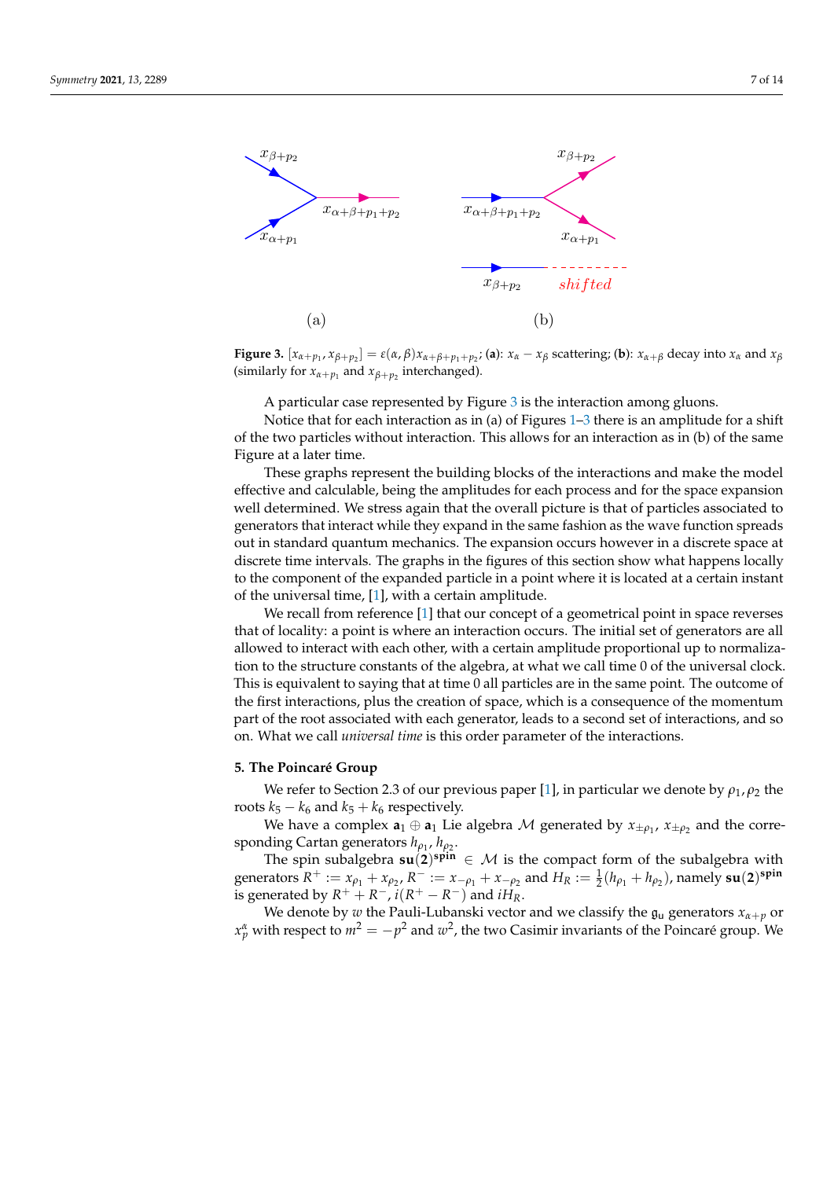**Figure 3.** $[x_{\alpha+p_1}, x_{\beta+p_2}] = \varepsilon(\alpha,\beta)x_{\alpha+\beta+p_1+p_2}$; **(a)**: $x_\alpha - x_\beta$ scattering; **(b)**: $x_{\alpha+\beta}$ decay into $x_\alpha$ and $x_\beta$ (similarly for $x_{\alpha+p_1}$ and $x_{\beta+p_2}$ interchanged).

A particular case represented by Figure 3 is the interaction among gluons.

Notice that for each interaction as in (a) of Figures 1–3 there is an amplitude for a shift of the two particles without interaction. This allows for an interaction as in (b) of the same Figure at a later time.

These graphs represent the building blocks of the interactions and make the model effective and calculable, being the amplitudes for each process and for the space expansion well determined. We stress again that the overall picture is that of particles associated to generators that interact while they expand in the same fashion as the wave function spreads out in standard quantum mechanics. The expansion occurs however in a discrete space at discrete time intervals. The graphs in the figures of this section show what happens locally to the component of the expanded particle in a point where it is located at a certain instant of the universal time, [1], with a certain amplitude.

We recall from reference [1] that our concept of a geometrical point in space reverses that of locality: a point is where an interaction occurs. The initial set of generators are all allowed to interact with each other, with a certain amplitude proportional up to normalization to the structure constants of the algebra, at what we call time 0 of the universal clock. This is equivalent to saying that at time 0 all particles are in the same point. The outcome of the first interactions, plus the creation of space, which is a consequence of the momentum part of the root associated with each generator, leads to a second set of interactions, and so on. What we call *universal time* is this order parameter of the interactions.

## 5. The Poincaré Group

We refer to Section 2.3 of our previous paper [1], in particular we denote by $\rho_1, \rho_2$ the roots $k_5 - k_6$ and $k_5 + k_6$ respectively.

We have a complex $\mathbf{a}_1 \oplus \mathbf{a}_1$ Lie algebra $\mathcal{M}$ generated by $x_{\pm\rho_1}$, $x_{\pm\rho_2}$ and the corresponding Cartan generators $h_{\rho_1}, h_{\rho_2}$.

The spin subalgebra $\mathbf{su(2)}^{\mathbf{spin}} \in \mathcal{M}$ is the compact form of the subalgebra with generators $R^+ := x_{\rho_1} + x_{\rho_2}$, $R^- := x_{-\rho_1} + x_{-\rho_2}$ and $H_R := \frac{1}{2}(h_{\rho_1} + h_{\rho_2})$, namely $\mathbf{su(2)}^{\mathbf{spin}}$ is generated by $R^+ + R^-$, $i(R^+ - R^-)$ and $iH_R$.

We denote by $w$ the Pauli-Lubanski vector and we classify the $\mathfrak{g}_{\mathfrak{u}}$ generators $x_{\alpha+p}$ or $x_p^\alpha$ with respect to $m^2 = -p^2$ and $w^2$, the two Casimir invariants of the Poincaré group. We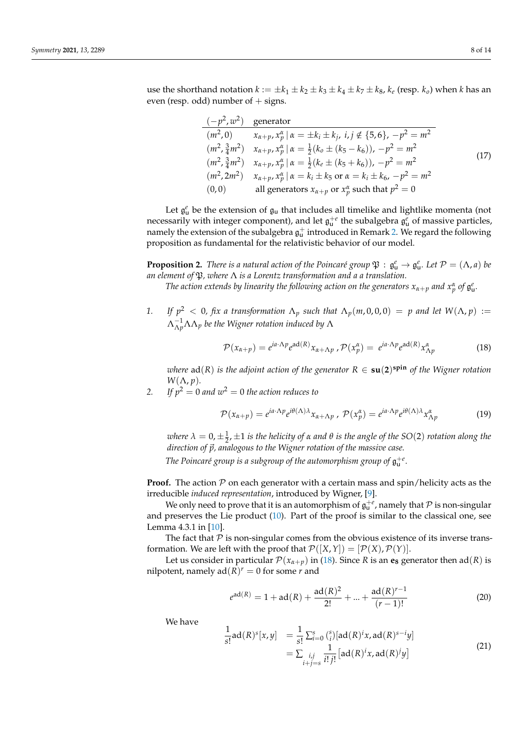use the shorthand notation $k := \pm k_1 \pm k_2 \pm k_3 \pm k_4 \pm k_7 \pm k_8$, $k_e$ (resp. $k_o$) when $k$ has an even (resp. odd) number of $+$ signs.

$$
\begin{array}{ll}
(-p^2, w^2) & \text{generator} \\
\hline
(m^2, 0) & x_{\alpha+p}, x_p^{\alpha} \,|\, \alpha = \pm k_i \pm k_j,\ i,j \notin \{5,6\},\ -p^2 = m^2 \\
(m^2, \frac{3}{4}m^2) & x_{\alpha+p}, x_p^{\alpha} \,|\, \alpha = \frac{1}{2}(k_o \pm (k_5 - k_6)),\ -p^2 = m^2 \\
(m^2, \frac{3}{4}m^2) & x_{\alpha+p}, x_p^{\alpha} \,|\, \alpha = \frac{1}{2}(k_e \pm (k_5 + k_6)),\ -p^2 = m^2 \\
(m^2, 2m^2) & x_{\alpha+p}, x_p^{\alpha} \,|\, \alpha = k_i \pm k_5 \text{ or } \alpha = k_i \pm k_6,\ -p^2 = m^2 \\
(0,0) & \text{all generators } x_{\alpha+p} \text{ or } x_p^{\alpha} \text{ such that } p^2 = 0
\end{array}
\tag{17}
$$

Let $\mathfrak{g}_{\mathbf{u}}^e$ be the extension of $\mathfrak{g}_{\mathbf{u}}$ that includes all timelike and lightlike momenta (not necessarily with integer component), and let $\mathfrak{g}_{\mathbf{u}}^{+e}$ the subalgebra $\mathfrak{g}_{\mathbf{u}}^e$ of massive particles, namely the extension of the subalgebra $\mathfrak{g}_{\mathbf{u}}^{+}$ introduced in Remark 2. We regard the following proposition as fundamental for the relativistic behavior of our model.

**Proposition 2.** *There is a natural action of the Poincaré group $\mathfrak{P} : \mathfrak{g}_{\mathbf{u}}^e \to \mathfrak{g}_{\mathbf{u}}^e$. Let $\mathcal{P} = (\Lambda, a)$ be an element of $\mathfrak{P}$, where $\Lambda$ is a Lorentz transformation and a a translation.*

*The action extends by linearity the following action on the generators $x_{\alpha+p}$ and $x_p^{\alpha}$ of $\mathfrak{g}_{\mathbf{u}}^e$.*

1. *If $p^2 < 0$, fix a transformation $\Lambda_p$ such that $\Lambda_p(m,0,0,0) = p$ and let $W(\Lambda, p) := \Lambda_{\Lambda p}^{-1}\Lambda\Lambda_p$ be the Wigner rotation induced by $\Lambda$*

$$
\mathcal{P}(x_{\alpha+p}) = e^{ia\cdot\Lambda p} e^{\mathrm{ad}(R)} x_{\alpha+\Lambda p}\ ,\ \mathcal{P}(x_p^{\alpha}) = e^{ia\cdot\Lambda p} e^{\mathrm{ad}(R)} x_{\Lambda p}^{\alpha} \tag{18}
$$

   *where $\mathrm{ad}(R)$ is the adjoint action of the generator $R \in \mathbf{su(2)^{spin}}$ of the Wigner rotation $W(\Lambda, p)$.*

2. *If $p^2 = 0$ and $w^2 = 0$ the action reduces to*

$$
\mathcal{P}(x_{\alpha+p}) = e^{ia\cdot\Lambda p} e^{i\theta(\Lambda)\lambda} x_{\alpha+\Lambda p}\ ,\ \mathcal{P}(x_p^{\alpha}) = e^{ia\cdot\Lambda p} e^{i\theta(\Lambda)\lambda} x_{\Lambda p}^{\alpha} \tag{19}
$$

   *where $\lambda = 0, \pm\frac{1}{2}, \pm 1$ is the helicity of $\alpha$ and $\theta$ is the angle of the $SO(2)$ rotation along the direction of $\vec{p}$, analogous to the Wigner rotation of the massive case.*

   *The Poincaré group is a subgroup of the automorphism group of $\mathfrak{g}_{\mathbf{u}}^{+e}$.*

**Proof.** The action $\mathcal{P}$ on each generator with a certain mass and spin/helicity acts as the irreducible *induced representation*, introduced by Wigner, [9].

We only need to prove that it is an automorphism of $\mathfrak{g}_{\mathbf{u}}^{+e}$, namely that $\mathcal{P}$ is non-singular and preserves the Lie product (10). Part of the proof is similar to the classical one, see Lemma 4.3.1 in [10].

The fact that $\mathcal{P}$ is non-singular comes from the obvious existence of its inverse transformation. We are left with the proof that $\mathcal{P}([X,Y]) = [\mathcal{P}(X), \mathcal{P}(Y)]$.

Let us consider in particular $\mathcal{P}(x_{\alpha+p})$ in (18). Since $R$ is an $\mathbf{e_8}$ generator then $\mathrm{ad}(R)$ is nilpotent, namely $\mathrm{ad}(R)^r = 0$ for some $r$ and

$$
e^{\mathrm{ad}(R)} = 1 + \mathrm{ad}(R) + \frac{\mathrm{ad}(R)^2}{2!} + \ldots + \frac{\mathrm{ad}(R)^{r-1}}{(r-1)!} \tag{20}
$$

We have

$$
\begin{aligned}
\frac{1}{s!}\mathrm{ad}(R)^s[x,y] &= \frac{1}{s!}\sum_{i=0}^{s}\binom{s}{i}[\mathrm{ad}(R)^i x, \mathrm{ad}(R)^{s-i} y] \\
&= \sum_{\substack{i,j \\ i+j=s}} \frac{1}{i!\,j!}\left[\mathrm{ad}(R)^i x, \mathrm{ad}(R)^j y\right]
\end{aligned}
\tag{21}
$$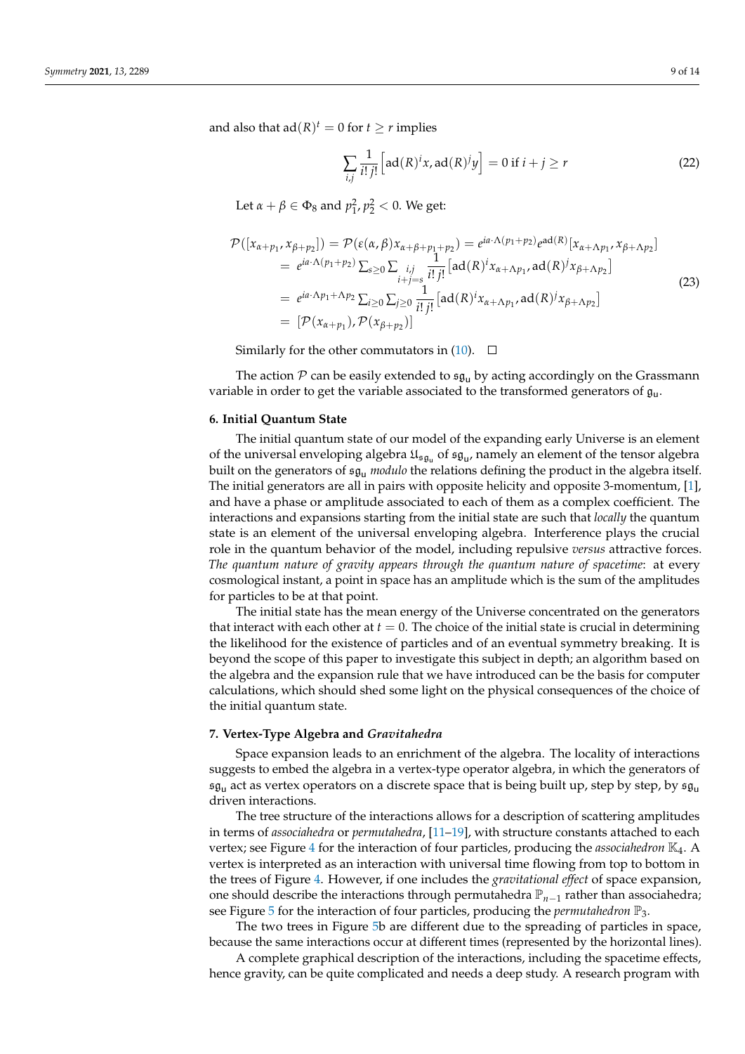and also that $\mathrm{ad}(R)^t = 0$ for $t \geq r$ implies

$$\sum_{i,j} \frac{1}{i!\, j!} \left[ \mathrm{ad}(R)^i x, \mathrm{ad}(R)^j y \right] = 0 \text{ if } i + j \geq r \tag{22}$$

Let $\alpha + \beta \in \Phi_8$ and $p_1^2, p_2^2 < 0$. We get:

$$\begin{aligned}
\mathcal{P}([x_{\alpha+p_1}, x_{\beta+p_2}]) &= \mathcal{P}(\varepsilon(\alpha,\beta) x_{\alpha+\beta+p_1+p_2}) = e^{ia\cdot\Lambda(p_1+p_2)} e^{\mathrm{ad}(R)} [x_{\alpha+\Lambda p_1}, x_{\beta+\Lambda p_2}] \\
&= e^{ia\cdot\Lambda(p_1+p_2)} \sum_{s\geq 0} \sum_{\substack{i,j \\ i+j=s}} \frac{1}{i!\, j!} \left[ \mathrm{ad}(R)^i x_{\alpha+\Lambda p_1}, \mathrm{ad}(R)^j x_{\beta+\Lambda p_2} \right] \\
&= e^{ia\cdot\Lambda p_1 + \Lambda p_2} \sum_{i\geq 0} \sum_{j\geq 0} \frac{1}{i!\, j!} \left[ \mathrm{ad}(R)^i x_{\alpha+\Lambda p_1}, \mathrm{ad}(R)^j x_{\beta+\Lambda p_2} \right] \\
&= [\mathcal{P}(x_{\alpha+p_1}), \mathcal{P}(x_{\beta+p_2})]
\end{aligned} \tag{23}$$

Similarly for the other commutators in (10). □

The action $\mathcal{P}$ can be easily extended to $\mathfrak{sg}_{\mathrm{u}}$ by acting accordingly on the Grassmann variable in order to get the variable associated to the transformed generators of $\mathfrak{g}_{\mathrm{u}}$.

## 6. Initial Quantum State

The initial quantum state of our model of the expanding early Universe is an element of the universal enveloping algebra $\mathfrak{U}_{\mathfrak{sg}_{\mathrm{u}}}$ of $\mathfrak{sg}_{\mathrm{u}}$, namely an element of the tensor algebra built on the generators of $\mathfrak{sg}_{\mathrm{u}}$ *modulo* the relations defining the product in the algebra itself. The initial generators are all in pairs with opposite helicity and opposite 3-momentum, [1], and have a phase or amplitude associated to each of them as a complex coefficient. The interactions and expansions starting from the initial state are such that *locally* the quantum state is an element of the universal enveloping algebra. Interference plays the crucial role in the quantum behavior of the model, including repulsive *versus* attractive forces. *The quantum nature of gravity appears through the quantum nature of spacetime*: at every cosmological instant, a point in space has an amplitude which is the sum of the amplitudes for particles to be at that point.

The initial state has the mean energy of the Universe concentrated on the generators that interact with each other at $t = 0$. The choice of the initial state is crucial in determining the likelihood for the existence of particles and of an eventual symmetry breaking. It is beyond the scope of this paper to investigate this subject in depth; an algorithm based on the algebra and the expansion rule that we have introduced can be the basis for computer calculations, which should shed some light on the physical consequences of the choice of the initial quantum state.

## 7. Vertex-Type Algebra and *Gravitahedra*

Space expansion leads to an enrichment of the algebra. The locality of interactions suggests to embed the algebra in a vertex-type operator algebra, in which the generators of $\mathfrak{sg}_{\mathrm{u}}$ act as vertex operators on a discrete space that is being built up, step by step, by $\mathfrak{sg}_{\mathrm{u}}$ driven interactions.

The tree structure of the interactions allows for a description of scattering amplitudes in terms of *associahedra* or *permutahedra*, [11–19], with structure constants attached to each vertex; see Figure 4 for the interaction of four particles, producing the *associahedron* $\mathbb{K}_4$. A vertex is interpreted as an interaction with universal time flowing from top to bottom in the trees of Figure 4. However, if one includes the *gravitational effect* of space expansion, one should describe the interactions through permutahedra $\mathbb{P}_{n-1}$ rather than associahedra; see Figure 5 for the interaction of four particles, producing the *permutahedron* $\mathbb{P}_3$.

The two trees in Figure 5b are different due to the spreading of particles in space, because the same interactions occur at different times (represented by the horizontal lines).

A complete graphical description of the interactions, including the spacetime effects, hence gravity, can be quite complicated and needs a deep study. A research program with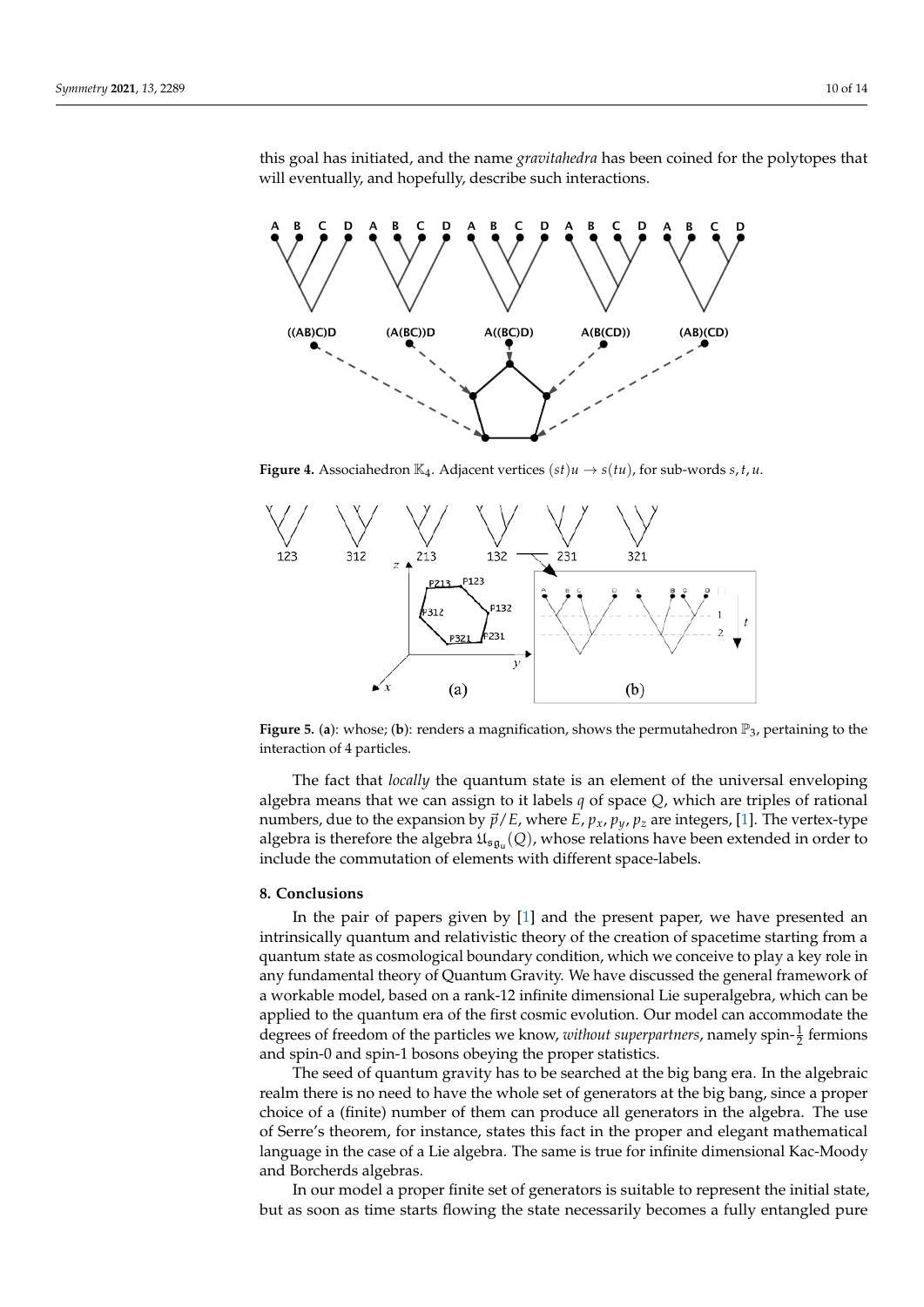this goal has initiated, and the name *gravitahedra* has been coined for the polytopes that will eventually, and hopefully, describe such interactions.

**Figure 4.** Associahedron $\mathbb{K}_4$. Adjacent vertices $(st)u \to s(tu)$, for sub-words $s, t, u$.

**Figure 5.** (**a**): whose; (**b**): renders a magnification, shows the permutahedron $\mathbb{P}_3$, pertaining to the interaction of 4 particles.

The fact that *locally* the quantum state is an element of the universal enveloping algebra means that we can assign to it labels $q$ of space $Q$, which are triples of rational numbers, due to the expansion by $\vec{p}/E$, where $E$, $p_x$, $p_y$, $p_z$ are integers, [1]. The vertex-type algebra is therefore the algebra $\mathfrak{U}_{\mathfrak{sg}_u}(Q)$, whose relations have been extended in order to include the commutation of elements with different space-labels.

## 8. Conclusions

In the pair of papers given by [1] and the present paper, we have presented an intrinsically quantum and relativistic theory of the creation of spacetime starting from a quantum state as cosmological boundary condition, which we conceive to play a key role in any fundamental theory of Quantum Gravity. We have discussed the general framework of a workable model, based on a rank-12 infinite dimensional Lie superalgebra, which can be applied to the quantum era of the first cosmic evolution. Our model can accommodate the degrees of freedom of the particles we know, *without superpartners*, namely spin-$\frac{1}{2}$ fermions and spin-0 and spin-1 bosons obeying the proper statistics.

The seed of quantum gravity has to be searched at the big bang era. In the algebraic realm there is no need to have the whole set of generators at the big bang, since a proper choice of a (finite) number of them can produce all generators in the algebra. The use of Serre's theorem, for instance, states this fact in the proper and elegant mathematical language in the case of a Lie algebra. The same is true for infinite dimensional Kac-Moody and Borcherds algebras.

In our model a proper finite set of generators is suitable to represent the initial state, but as soon as time starts flowing the state necessarily becomes a fully entangled pure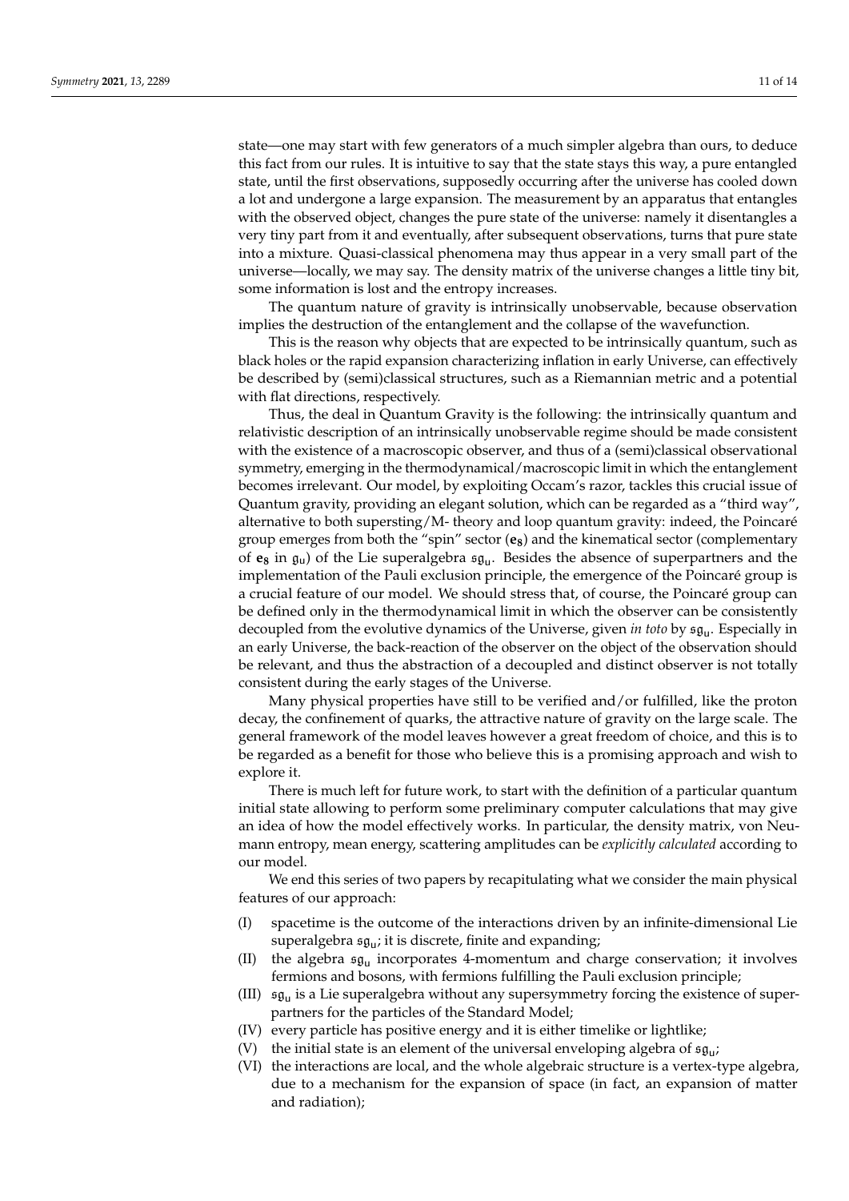state—one may start with few generators of a much simpler algebra than ours, to deduce this fact from our rules. It is intuitive to say that the state stays this way, a pure entangled state, until the first observations, supposedly occurring after the universe has cooled down a lot and undergone a large expansion. The measurement by an apparatus that entangles with the observed object, changes the pure state of the universe: namely it disentangles a very tiny part from it and eventually, after subsequent observations, turns that pure state into a mixture. Quasi-classical phenomena may thus appear in a very small part of the universe—locally, we may say. The density matrix of the universe changes a little tiny bit, some information is lost and the entropy increases.

The quantum nature of gravity is intrinsically unobservable, because observation implies the destruction of the entanglement and the collapse of the wavefunction.

This is the reason why objects that are expected to be intrinsically quantum, such as black holes or the rapid expansion characterizing inflation in early Universe, can effectively be described by (semi)classical structures, such as a Riemannian metric and a potential with flat directions, respectively.

Thus, the deal in Quantum Gravity is the following: the intrinsically quantum and relativistic description of an intrinsically unobservable regime should be made consistent with the existence of a macroscopic observer, and thus of a (semi)classical observational symmetry, emerging in the thermodynamical/macroscopic limit in which the entanglement becomes irrelevant. Our model, by exploiting Occam's razor, tackles this crucial issue of Quantum gravity, providing an elegant solution, which can be regarded as a "third way", alternative to both superstring/M- theory and loop quantum gravity: indeed, the Poincaré group emerges from both the "spin" sector ($\mathfrak{e}_8$) and the kinematical sector (complementary of $\mathfrak{e}_8$ in $\mathfrak{g}_u$) of the Lie superalgebra $\mathfrak{sg}_u$. Besides the absence of superpartners and the implementation of the Pauli exclusion principle, the emergence of the Poincaré group is a crucial feature of our model. We should stress that, of course, the Poincaré group can be defined only in the thermodynamical limit in which the observer can be consistently decoupled from the evolutive dynamics of the Universe, given *in toto* by $\mathfrak{sg}_u$. Especially in an early Universe, the back-reaction of the observer on the object of the observation should be relevant, and thus the abstraction of a decoupled and distinct observer is not totally consistent during the early stages of the Universe.

Many physical properties have still to be verified and/or fulfilled, like the proton decay, the confinement of quarks, the attractive nature of gravity on the large scale. The general framework of the model leaves however a great freedom of choice, and this is to be regarded as a benefit for those who believe this is a promising approach and wish to explore it.

There is much left for future work, to start with the definition of a particular quantum initial state allowing to perform some preliminary computer calculations that may give an idea of how the model effectively works. In particular, the density matrix, von Neumann entropy, mean energy, scattering amplitudes can be *explicitly calculated* according to our model.

We end this series of two papers by recapitulating what we consider the main physical features of our approach:

(I) spacetime is the outcome of the interactions driven by an infinite-dimensional Lie superalgebra $\mathfrak{sg}_u$; it is discrete, finite and expanding;
(II) the algebra $\mathfrak{sg}_u$ incorporates 4-momentum and charge conservation; it involves fermions and bosons, with fermions fulfilling the Pauli exclusion principle;
(III) $\mathfrak{sg}_u$ is a Lie superalgebra without any supersymmetry forcing the existence of superpartners for the particles of the Standard Model;
(IV) every particle has positive energy and it is either timelike or lightlike;
(V) the initial state is an element of the universal enveloping algebra of $\mathfrak{sg}_u$;
(VI) the interactions are local, and the whole algebraic structure is a vertex-type algebra, due to a mechanism for the expansion of space (in fact, an expansion of matter and radiation);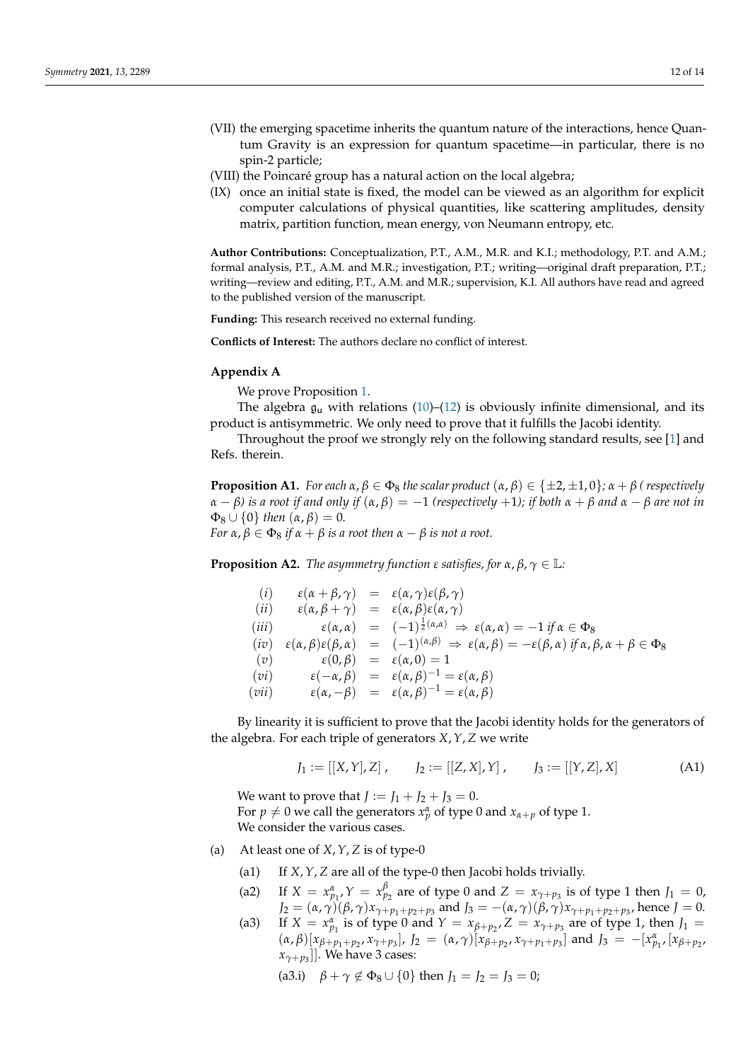(VII) the emerging spacetime inherits the quantum nature of the interactions, hence Quantum Gravity is an expression for quantum spacetime—in particular, there is no spin-2 particle;

(VIII) the Poincaré group has a natural action on the local algebra;

(IX) once an initial state is fixed, the model can be viewed as an algorithm for explicit computer calculations of physical quantities, like scattering amplitudes, density matrix, partition function, mean energy, von Neumann entropy, etc.

**Author Contributions:** Conceptualization, P.T., A.M., M.R. and K.I.; methodology, P.T. and A.M.; formal analysis, P.T., A.M. and M.R.; investigation, P.T.; writing—original draft preparation, P.T.; writing—review and editing, P.T., A.M. and M.R.; supervision, K.I. All authors have read and agreed to the published version of the manuscript.

**Funding:** This research received no external funding.

**Conflicts of Interest:** The authors declare no conflict of interest.

## Appendix A

We prove Proposition 1.

The algebra $\mathfrak{g}_{\mathfrak{u}}$ with relations (10)–(12) is obviously infinite dimensional, and its product is antisymmetric. We only need to prove that it fulfills the Jacobi identity.

Throughout the proof we strongly rely on the following standard results, see [1] and Refs. therein.

**Proposition A1.** *For each $\alpha, \beta \in \Phi_8$ the scalar product $(\alpha, \beta) \in \{\pm 2, \pm 1, 0\}$; $\alpha + \beta$ ( respectively $\alpha - \beta$) is a root if and only if $(\alpha, \beta) = -1$ (respectively $+1$); if both $\alpha + \beta$ and $\alpha - \beta$ are not in $\Phi_8 \cup \{0\}$ then $(\alpha, \beta) = 0$.*
*For $\alpha, \beta \in \Phi_8$ if $\alpha + \beta$ is a root then $\alpha - \beta$ is not a root.*

**Proposition A2.** *The asymmetry function $\varepsilon$ satisfies, for $\alpha, \beta, \gamma \in \mathbb{L}$:*

$$
\begin{array}{rrcl}
(i) & \varepsilon(\alpha+\beta, \gamma) & = & \varepsilon(\alpha, \gamma)\varepsilon(\beta, \gamma) \\
(ii) & \varepsilon(\alpha, \beta+\gamma) & = & \varepsilon(\alpha, \beta)\varepsilon(\alpha, \gamma) \\
(iii) & \varepsilon(\alpha, \alpha) & = & (-1)^{\frac{1}{2}(\alpha,\alpha)} \Rightarrow \varepsilon(\alpha, \alpha) = -1 \text{ if } \alpha \in \Phi_8 \\
(iv) & \varepsilon(\alpha, \beta)\varepsilon(\beta, \alpha) & = & (-1)^{(\alpha,\beta)} \Rightarrow \varepsilon(\alpha, \beta) = -\varepsilon(\beta, \alpha) \text{ if } \alpha, \beta, \alpha+\beta \in \Phi_8 \\
(v) & \varepsilon(0, \beta) & = & \varepsilon(\alpha, 0) = 1 \\
(vi) & \varepsilon(-\alpha, \beta) & = & \varepsilon(\alpha, \beta)^{-1} = \varepsilon(\alpha, \beta) \\
(vii) & \varepsilon(\alpha, -\beta) & = & \varepsilon(\alpha, \beta)^{-1} = \varepsilon(\alpha, \beta)
\end{array}
$$

By linearity it is sufficient to prove that the Jacobi identity holds for the generators of the algebra. For each triple of generators $X, Y, Z$ we write

$$
J_1 := [[X, Y], Z]\,, \qquad J_2 := [[Z, X], Y]\,, \qquad J_3 := [[Y, Z], X] \tag{A1}
$$

We want to prove that $J := J_1 + J_2 + J_3 = 0$.
For $p \neq 0$ we call the generators $x^{\alpha}_{p}$ of type 0 and $x_{\alpha+p}$ of type 1.
We consider the various cases.

(a) At least one of $X, Y, Z$ is of type-0

- (a1) If $X, Y, Z$ are all of the type-0 then Jacobi holds trivially.
- (a2) If $X = x^{\alpha}_{p_1}, Y = x^{\beta}_{p_2}$ are of type 0 and $Z = x_{\gamma+p_3}$ is of type 1 then $J_1 = 0$, $J_2 = (\alpha, \gamma)(\beta, \gamma)x_{\gamma+p_1+p_2+p_3}$ and $J_3 = -(\alpha, \gamma)(\beta, \gamma)x_{\gamma+p_1+p_2+p_3}$, hence $J = 0$.
- (a3) If $X = x^{\alpha}_{p_1}$ is of type 0 and $Y = x_{\beta+p_2}, Z = x_{\gamma+p_3}$ are of type 1, then $J_1 = (\alpha, \beta)[x_{\beta+p_1+p_2}, x_{\gamma+p_3}]$, $J_2 = (\alpha, \gamma)[x_{\beta+p_2}, x_{\gamma+p_1+p_3}]$ and $J_3 = -[x^{\alpha}_{p_1}, [x_{\beta+p_2}, x_{\gamma+p_3}]]$. We have 3 cases:
  - (a3.i) $\beta + \gamma \notin \Phi_8 \cup \{0\}$ then $J_1 = J_2 = J_3 = 0$;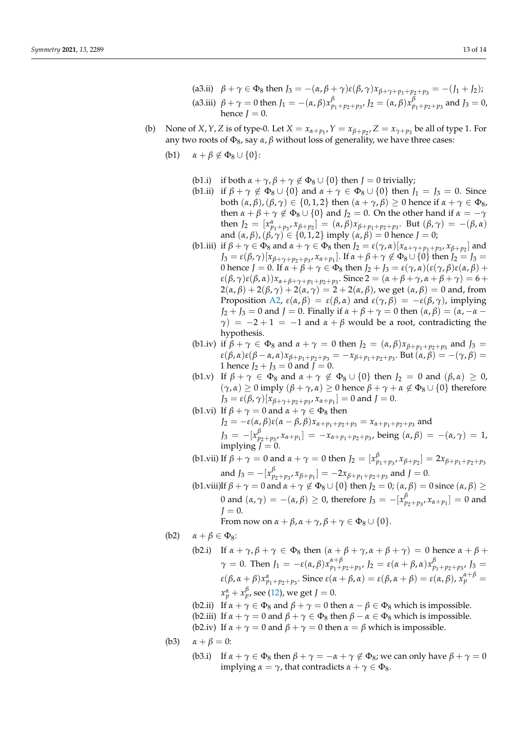(a3.ii) $\beta + \gamma \in \Phi_8$ then $J_3 = -(\alpha, \beta + \gamma)\varepsilon(\beta, \gamma)x_{\beta+\gamma+p_1+p_2+p_3} = -(J_1 + J_2)$;

(a3.iii) $\beta + \gamma = 0$ then $J_1 = -(\alpha, \beta)x^{\beta}_{p_1+p_2+p_3}$, $J_2 = (\alpha, \beta)x^{\beta}_{p_1+p_2+p_3}$ and $J_3 = 0$, hence $J = 0$.

(b) None of $X, Y, Z$ is of type-0. Let $X = x_{\alpha+p_1}, Y = x_{\beta+p_2}, Z = x_{\gamma+p_3}$ be all of type 1. For any two roots of $\Phi_8$, say $\alpha, \beta$ without loss of generality, we have three cases:

(b1) $\alpha + \beta \notin \Phi_8 \cup \{0\}$:

(b1.i) if both $\alpha + \gamma, \beta + \gamma \notin \Phi_8 \cup \{0\}$ then $J = 0$ trivially;

(b1.ii) if $\beta + \gamma \notin \Phi_8 \cup \{0\}$ and $\alpha + \gamma \in \Phi_8 \cup \{0\}$ then $J_1 = J_3 = 0$. Since both $(\alpha, \beta), (\beta, \gamma) \in \{0, 1, 2\}$ then $(\alpha + \gamma, \beta) \geq 0$ hence if $\alpha + \gamma \in \Phi_8$, then $\alpha + \beta + \gamma \notin \Phi_8 \cup \{0\}$ and $J_2 = 0$. On the other hand if $\alpha = -\gamma$ then $J_2 = [x^{\alpha}_{p_1+p_3}, x_{\beta+p_2}] = (\alpha, \beta)x_{\beta+p_1+p_2+p_3}$. But $(\beta, \gamma) = -(\beta, \alpha)$ and $(\alpha, \beta), (\beta, \gamma) \in \{0, 1, 2\}$ imply $(\alpha, \beta) = 0$ hence $J = 0$;

(b1.iii) if $\beta + \gamma \in \Phi_8$ and $\alpha + \gamma \in \Phi_8$ then $J_2 = \varepsilon(\gamma, \alpha)[x_{\alpha+\gamma+p_1+p_3}, x_{\beta+p_2}]$ and $J_3 = \varepsilon(\beta, \gamma)[x_{\beta+\gamma+p_2+p_3}, x_{\alpha+p_1}]$. If $\alpha + \beta + \gamma \notin \Phi_8 \cup \{0\}$ then $J_2 = J_3 = 0$ hence $J = 0$. If $\alpha + \beta + \gamma \in \Phi_8$ then $J_2 + J_3 = \varepsilon(\gamma, \alpha)(\varepsilon(\gamma, \beta)\varepsilon(\alpha, \beta) + \varepsilon(\beta, \gamma)\varepsilon(\beta, \alpha))x_{\alpha+\beta+\gamma+p_1+p_2+p_3}$. Since $2 = (\alpha + \beta + \gamma, \alpha + \beta + \gamma) = 6 + 2(\alpha, \beta) + 2(\beta, \gamma) + 2(\alpha, \gamma) = 2 + 2(\alpha, \beta)$, we get $(\alpha, \beta) = 0$ and, from Proposition A2, $\varepsilon(\alpha, \beta) = \varepsilon(\beta, \alpha)$ and $\varepsilon(\gamma, \beta) = -\varepsilon(\beta, \gamma)$, implying $J_2 + J_3 = 0$ and $J = 0$. Finally if $\alpha + \beta + \gamma = 0$ then $(\alpha, \beta) = (\alpha, -\alpha - \gamma) = -2 + 1 = -1$ and $\alpha + \beta$ would be a root, contradicting the hypothesis.

(b1.iv) if $\beta + \gamma \in \Phi_8$ and $\alpha + \gamma = 0$ then $J_2 = (\alpha, \beta)x_{\beta+p_1+p_2+p_3}$ and $J_3 = \varepsilon(\beta, \alpha)\varepsilon(\beta - \alpha, \alpha)x_{\beta+p_1+p_2+p_3} = -x_{\beta+p_1+p_2+p_3}$. But $(\alpha, \beta) = -(\gamma, \beta) = 1$ hence $J_2 + J_3 = 0$ and $J = 0$.

(b1.v) If $\beta + \gamma \in \Phi_8$ and $\alpha + \gamma \notin \Phi_8 \cup \{0\}$ then $J_2 = 0$ and $(\beta, \alpha) \geq 0$, $(\gamma, \alpha) \geq 0$ imply $(\beta + \gamma, \alpha) \geq 0$ hence $\beta + \gamma + \alpha \notin \Phi_8 \cup \{0\}$ therefore $J_3 = \varepsilon(\beta, \gamma)[x_{\beta+\gamma+p_2+p_3}, x_{\alpha+p_1}] = 0$ and $J = 0$.

(b1.vi) If $\beta + \gamma = 0$ and $\alpha + \gamma \in \Phi_8$ then
$J_2 = -\varepsilon(\alpha, \beta)\varepsilon(\alpha - \beta, \beta)x_{\alpha+p_1+p_2+p_3} = x_{\alpha+p_1+p_2+p_3}$ and
$J_3 = -[x^{\beta}_{p_2+p_3}, x_{\alpha+p_1}] = -x_{\alpha+p_1+p_2+p_3}$, being $(\alpha, \beta) = -(\alpha, \gamma) = 1$, implying $J = 0$.

(b1.vii) If $\beta + \gamma = 0$ and $\alpha + \gamma = 0$ then $J_2 = [x^{\beta}_{p_1+p_3}, x_{\beta+p_2}] = 2x_{\beta+p_1+p_2+p_3}$ and $J_3 = -[x^{\beta}_{p_2+p_3}, x_{\beta+p_1}] = -2x_{\beta+p_1+p_2+p_3}$ and $J = 0$.

(b1.viii) If $\beta + \gamma = 0$ and $\alpha + \gamma \notin \Phi_8 \cup \{0\}$ then $J_2 = 0$; $(\alpha, \beta) = 0$ since $(\alpha, \beta) \geq 0$ and $(\alpha, \gamma) = -(\alpha, \beta) \geq 0$, therefore $J_3 = -[x^{\beta}_{p_2+p_3}, x_{\alpha+p_1}] = 0$ and $J = 0$.

From now on $\alpha + \beta, \alpha + \gamma, \beta + \gamma \in \Phi_8 \cup \{0\}$.

(b2) $\alpha + \beta \in \Phi_8$:

(b2.i) If $\alpha + \gamma, \beta + \gamma \in \Phi_8$ then $(\alpha + \beta + \gamma, \alpha + \beta + \gamma) = 0$ hence $\alpha + \beta + \gamma = 0$. Then $J_1 = -\varepsilon(\alpha, \beta)x^{\alpha+\beta}_{p_1+p_2+p_3}$, $J_2 = \varepsilon(\alpha + \beta, \alpha)x^{\beta}_{p_1+p_2+p_3}$, $J_3 = \varepsilon(\beta, \alpha + \beta)x^{\alpha}_{p_1+p_2+p_3}$. Since $\varepsilon(\alpha + \beta, \alpha) = \varepsilon(\beta, \alpha + \beta) = \varepsilon(\alpha, \beta)$, $x^{\alpha+\beta}_p = x^{\alpha}_p + x^{\beta}_p$, see (12), we get $J = 0$.

(b2.ii) If $\alpha + \gamma \in \Phi_8$ and $\beta + \gamma = 0$ then $\alpha - \beta \in \Phi_8$ which is impossible.

(b2.iii) If $\alpha + \gamma = 0$ and $\beta + \gamma \in \Phi_8$ then $\beta - \alpha \in \Phi_8$ which is impossible.

(b2.iv) If $\alpha + \gamma = 0$ and $\beta + \gamma = 0$ then $\alpha = \beta$ which is impossible.

(b3) $\alpha + \beta = 0$:

(b3.i) If $\alpha + \gamma \in \Phi_8$ then $\beta + \gamma = -\alpha + \gamma \notin \Phi_8$; we can only have $\beta + \gamma = 0$ implying $\alpha = \gamma$, that contradicts $\alpha + \gamma \in \Phi_8$.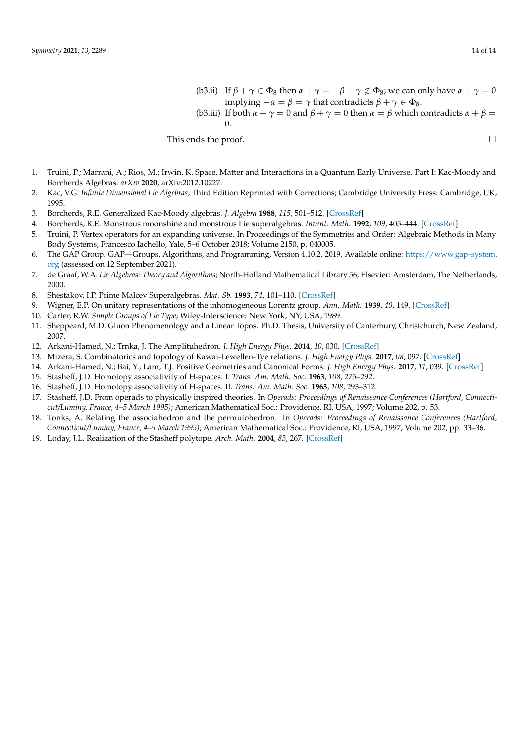(b3.ii) If $\beta + \gamma \in \Phi_8$ then $\alpha + \gamma = -\beta + \gamma \notin \Phi_8$; we can only have $\alpha + \gamma = 0$ implying $-\alpha = \beta = \gamma$ that contradicts $\beta + \gamma \in \Phi_8$.

(b3.iii) If both $\alpha + \gamma = 0$ and $\beta + \gamma = 0$ then $\alpha = \beta$ which contradicts $\alpha + \beta = 0$.

This ends the proof. □

1. Truini, P.; Marrani, A.; Rios, M.; Irwin, K. Space, Matter and Interactions in a Quantum Early Universe. Part I: Kac-Moody and Borcherds Algebras. *arXiv* **2020**, arXiv:2012.10227.
2. Kac, V.G. *Infinite Dimensional Lie Algebras*; Third Edition Reprinted with Corrections; Cambridge University Press: Cambridge, UK, 1995.
3. Borcherds, R.E. Generalized Kac-Moody algebras. *J. Algebra* **1988**, *115*, 501–512. [CrossRef]
4. Borcherds, R.E. Monstrous moonshine and monstrous Lie superalgebras. *Invent. Math.* **1992**, *109*, 405–444. [CrossRef]
5. Truini, P. Vertex operators for an expanding universe. In Proceedings of the Symmetries and Order: Algebraic Methods in Many Body Systems, Francesco Iachello, Yale, 5–6 October 2018; Volume 2150, p. 040005.
6. The GAP Group. GAP—Groups, Algorithms, and Programming, Version 4.10.2. 2019. Available online: https://www.gap-system.org (assessed on 12 September 2021).
7. de Graaf, W.A. *Lie Algebras: Theory and Algorithms*; North-Holland Mathematical Library 56; Elsevier: Amsterdam, The Netherlands, 2000.
8. Shestakov, I.P. Prime Malcev Superalgebras. *Mat. Sb.* **1993**, *74*, 101–110. [CrossRef]
9. Wigner, E.P. On unitary representations of the inhomogeneous Lorentz group. *Ann. Math.* **1939**, *40*, 149. [CrossRef]
10. Carter, R.W. *Simple Groups of Lie Type*; Wiley-Interscience: New York, NY, USA, 1989.
11. Sheppeard, M.D. Gluon Phenomenology and a Linear Topos. Ph.D. Thesis, University of Canterbury, Christchurch, New Zealand, 2007.
12. Arkani-Hamed, N.; Trnka, J. The Amplituhedron. *J. High Energy Phys.* **2014**, *10*, 030. [CrossRef]
13. Mizera, S. Combinatorics and topology of Kawai-Lewellen-Tye relations. *J. High Energy Phys.* **2017**, *08*, 097. [CrossRef]
14. Arkani-Hamed, N.; Bai, Y.; Lam, T.J. Positive Geometries and Canonical Forms. *J. High Energy Phys.* **2017**, *11*, 039. [CrossRef]
15. Stasheff, J.D. Homotopy associativity of H-spaces. I. *Trans. Am. Math. Soc.* **1963**, *108*, 275–292.
16. Stasheff, J.D. Homotopy associativity of H-spaces. II. *Trans. Am. Math. Soc.* **1963**, *108*, 293–312.
17. Stasheff, J.D. From operads to physically inspired theories. In *Operads: Proceedings of Renaissance Conferences (Hartford, Connecticut/Luminy, France, 4–5 March 1995)*; American Mathematical Soc.: Providence, RI, USA, 1997; Volume 202, p. 53.
18. Tonks, A. Relating the associahedron and the permutohedron. In *Operads: Proceedings of Renaissance Conferences (Hartford, Connecticut/Luminy, France, 4–5 March 1995)*; American Mathematical Soc.: Providence, RI, USA, 1997; Volume 202, pp. 33–36.
19. Loday, J.L. Realization of the Stasheff polytope. *Arch. Math.* **2004**, *83*, 267. [CrossRef]